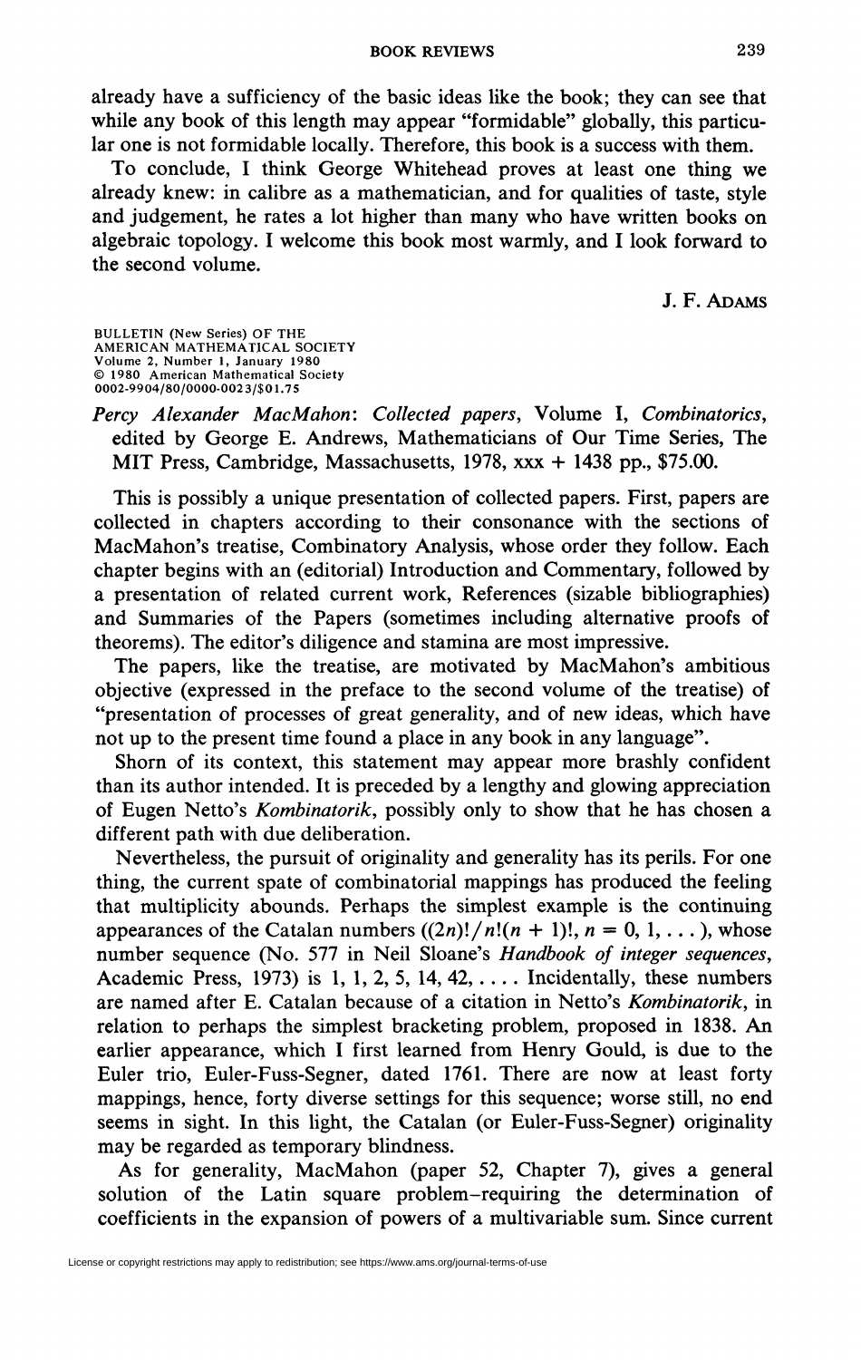already have a sufficiency of the basic ideas like the book; they can see that while any book of this length may appear "formidable" globally, this particular one is not formidable locally. Therefore, this book is a success with them.

To conclude, I think George Whitehead proves at least one thing we already knew: in calibre as a mathematician, and for qualities of taste, style and judgement, he rates a lot higher than many who have written books on algebraic topology. I welcome this book most warmly, and I look forward to the second volume.

J. F. ADAMS

BULLETIN (New Series) OF THE AMERICAN MATHEMATICAL SOCIETY
Volume 2, Number 1, January 1980
© 1980 American Mathematical Society
0002-9904/80/0000-0023/$01.75

*Percy Alexander MacMahon*: *Collected papers*, Volume I, *Combinatorics*, edited by George E. Andrews, Mathematicians of Our Time Series, The MIT Press, Cambridge, Massachusetts, 1978, xxx + 1438 pp., $75.00.

This is possibly a unique presentation of collected papers. First, papers are collected in chapters according to their consonance with the sections of MacMahon's treatise, Combinatory Analysis, whose order they follow. Each chapter begins with an (editorial) Introduction and Commentary, followed by a presentation of related current work, References (sizable bibliographies) and Summaries of the Papers (sometimes including alternative proofs of theorems). The editor's diligence and stamina are most impressive.

The papers, like the treatise, are motivated by MacMahon's ambitious objective (expressed in the preface to the second volume of the treatise) of "presentation of processes of great generality, and of new ideas, which have not up to the present time found a place in any book in any language".

Shorn of its context, this statement may appear more brashly confident than its author intended. It is preceded by a lengthy and glowing appreciation of Eugen Netto's *Kombinatorik*, possibly only to show that he has chosen a different path with due deliberation.

Nevertheless, the pursuit of originality and generality has its perils. For one thing, the current spate of combinatorial mappings has produced the feeling that multiplicity abounds. Perhaps the simplest example is the continuing appearances of the Catalan numbers ($(2n)!/n!(n+1)!$, $n = 0, 1, \ldots$), whose number sequence (No. 577 in Neil Sloane's *Handbook of integer sequences*, Academic Press, 1973) is 1, 1, 2, 5, 14, 42, .... Incidentally, these numbers are named after E. Catalan because of a citation in Netto's *Kombinatorik*, in relation to perhaps the simplest bracketing problem, proposed in 1838. An earlier appearance, which I first learned from Henry Gould, is due to the Euler trio, Euler-Fuss-Segner, dated 1761. There are now at least forty mappings, hence, forty diverse settings for this sequence; worse still, no end seems in sight. In this light, the Catalan (or Euler-Fuss-Segner) originality may be regarded as temporary blindness.

As for generality, MacMahon (paper 52, Chapter 7), gives a general solution of the Latin square problem–requiring the determination of coefficients in the expansion of powers of a multivariable sum. Since current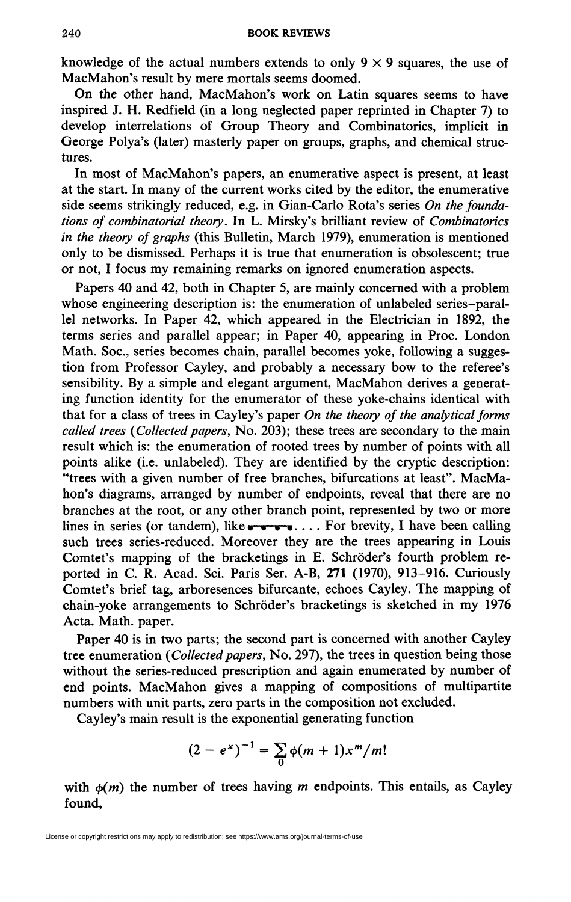knowledge of the actual numbers extends to only $9 \times 9$ squares, the use of MacMahon's result by mere mortals seems doomed.

On the other hand, MacMahon's work on Latin squares seems to have inspired J. H. Redfield (in a long neglected paper reprinted in Chapter 7) to develop interrelations of Group Theory and Combinatorics, implicit in George Polya's (later) masterly paper on groups, graphs, and chemical structures.

In most of MacMahon's papers, an enumerative aspect is present, at least at the start. In many of the current works cited by the editor, the enumerative side seems strikingly reduced, e.g. in Gian-Carlo Rota's series *On the foundations of combinatorial theory*. In L. Mirsky's brilliant review of *Combinatorics in the theory of graphs* (this Bulletin, March 1979), enumeration is mentioned only to be dismissed. Perhaps it is true that enumeration is obsolescent; true or not, I focus my remaining remarks on ignored enumeration aspects.

Papers 40 and 42, both in Chapter 5, are mainly concerned with a problem whose engineering description is: the enumeration of unlabeled series–parallel networks. In Paper 42, which appeared in the Electrician in 1892, the terms series and parallel appear; in Paper 40, appearing in Proc. London Math. Soc., series becomes chain, parallel becomes yoke, following a suggestion from Professor Cayley, and probably a necessary bow to the referee's sensibility. By a simple and elegant argument, MacMahon derives a generating function identity for the enumerator of these yoke-chains identical with that for a class of trees in Cayley's paper *On the theory of the analytical forms called trees* (*Collected papers*, No. 203); these trees are secondary to the main result which is: the enumeration of rooted trees by number of points with all points alike (i.e. unlabeled). They are identified by the cryptic description: "trees with a given number of free branches, bifurcations at least". MacMahon's diagrams, arranged by number of endpoints, reveal that there are no branches at the root, or any other branch point, represented by two or more lines in series (or tandem), like •—•—•—•. . . . For brevity, I have been calling such trees series-reduced. Moreover they are the trees appearing in Louis Comtet's mapping of the bracketings in E. Schröder's fourth problem reported in C. R. Acad. Sci. Paris Ser. A-B, **271** (1970), 913–916. Curiously Comtet's brief tag, arboresences bifurcante, echoes Cayley. The mapping of chain-yoke arrangements to Schröder's bracketings is sketched in my 1976 Acta. Math. paper.

Paper 40 is in two parts; the second part is concerned with another Cayley tree enumeration (*Collected papers*, No. 297), the trees in question being those without the series-reduced prescription and again enumerated by number of end points. MacMahon gives a mapping of compositions of multipartite numbers with unit parts, zero parts in the composition not excluded.

Cayley's main result is the exponential generating function

$$(2 - e^x)^{-1} = \sum_0 \phi(m+1)x^m/m!$$

with $\phi(m)$ the number of trees having $m$ endpoints. This entails, as Cayley found,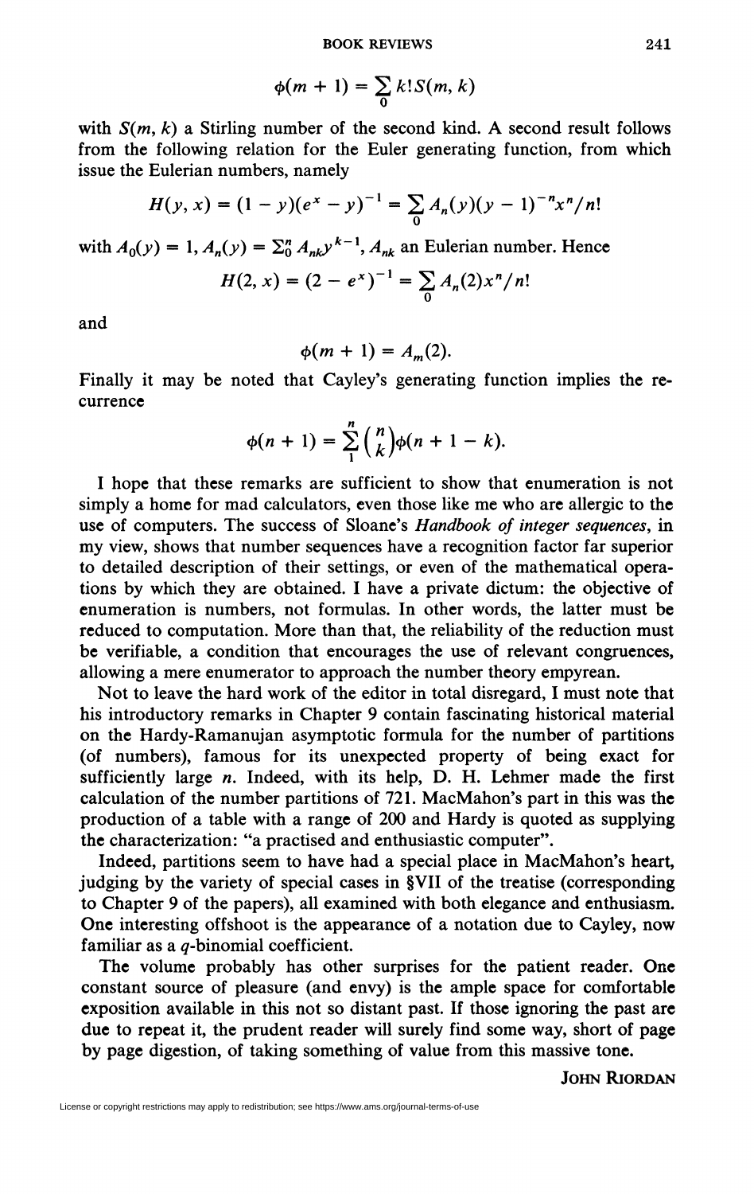$$\phi(m+1) = \sum_{0} k!S(m,k)$$

with $S(m, k)$ a Stirling number of the second kind. A second result follows from the following relation for the Euler generating function, from which issue the Eulerian numbers, namely

$$H(y,x) = (1-y)(e^x - y)^{-1} = \sum_{0} A_n(y)(y-1)^{-n}x^n/n!$$

with $A_0(y) = 1$, $A_n(y) = \Sigma_0^n A_{nk}y^{k-1}$, $A_{nk}$ an Eulerian number. Hence

$$H(2,x) = (2-e^x)^{-1} = \sum_{0} A_n(2)x^n/n!$$

and

$$\phi(m+1) = A_m(2).$$

Finally it may be noted that Cayley's generating function implies the recurrence

$$\phi(n+1) = \sum_{1}^{n} \binom{n}{k} \phi(n+1-k).$$

I hope that these remarks are sufficient to show that enumeration is not simply a home for mad calculators, even those like me who are allergic to the use of computers. The success of Sloane's *Handbook of integer sequences*, in my view, shows that number sequences have a recognition factor far superior to detailed description of their settings, or even of the mathematical operations by which they are obtained. I have a private dictum: the objective of enumeration is numbers, not formulas. In other words, the latter must be reduced to computation. More than that, the reliability of the reduction must be verifiable, a condition that encourages the use of relevant congruences, allowing a mere enumerator to approach the number theory empyrean.

Not to leave the hard work of the editor in total disregard, I must note that his introductory remarks in Chapter 9 contain fascinating historical material on the Hardy-Ramanujan asymptotic formula for the number of partitions (of numbers), famous for its unexpected property of being exact for sufficiently large $n$. Indeed, with its help, D. H. Lehmer made the first calculation of the number partitions of 721. MacMahon's part in this was the production of a table with a range of 200 and Hardy is quoted as supplying the characterization: "a practised and enthusiastic computer".

Indeed, partitions seem to have had a special place in MacMahon's heart, judging by the variety of special cases in §VII of the treatise (corresponding to Chapter 9 of the papers), all examined with both elegance and enthusiasm. One interesting offshoot is the appearance of a notation due to Cayley, now familiar as a $q$-binomial coefficient.

The volume probably has other surprises for the patient reader. One constant source of pleasure (and envy) is the ample space for comfortable exposition available in this not so distant past. If those ignoring the past are due to repeat it, the prudent reader will surely find some way, short of page by page digestion, of taking something of value from this massive tone.

JOHN RIORDAN